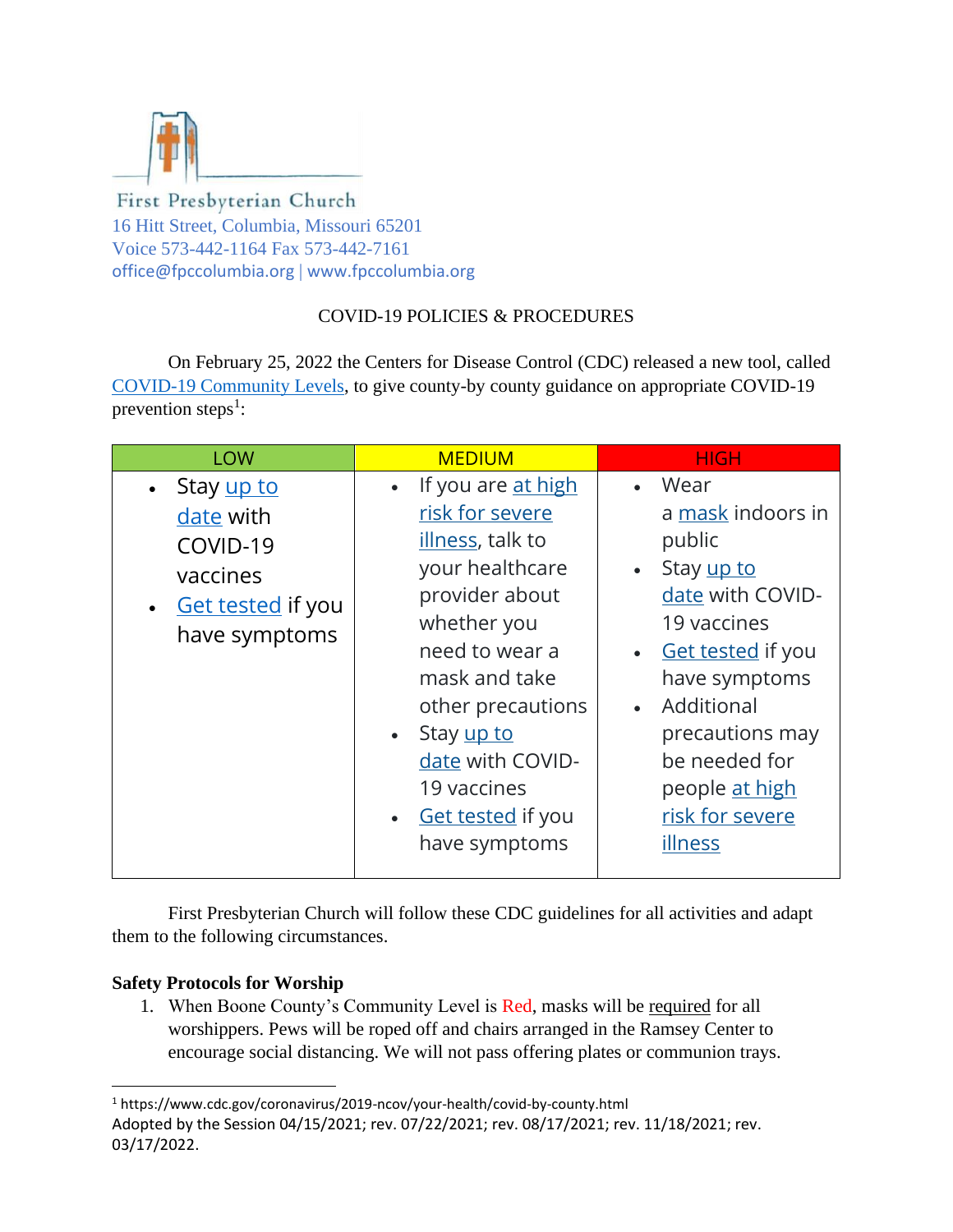First Presbyterian Church
16 Hitt Street, Columbia, Missouri 65201
Voice 573-442-1164 Fax 573-442-7161
office@fpccolumbia.org | www.fpccolumbia.org

## COVID-19 POLICIES & PROCEDURES

On February 25, 2022 the Centers for Disease Control (CDC) released a new tool, called COVID-19 Community Levels, to give county-by county guidance on appropriate COVID-19 prevention steps[1]:

| LOW | MEDIUM | HIGH |
| --- | --- | --- |
| • Stay up to date with COVID-19 vaccines<br>• Get tested if you have symptoms | • If you are at high risk for severe illness, talk to your healthcare provider about whether you need to wear a mask and take other precautions<br>• Stay up to date with COVID-19 vaccines<br>• Get tested if you have symptoms | • Wear a mask indoors in public<br>• Stay up to date with COVID-19 vaccines<br>• Get tested if you have symptoms<br>• Additional precautions may be needed for people at high risk for severe illness |

First Presbyterian Church will follow these CDC guidelines for all activities and adapt them to the following circumstances.

**Safety Protocols for Worship**

1. When Boone County's Community Level is Red, masks will be required for all worshippers. Pews will be roped off and chairs arranged in the Ramsey Center to encourage social distancing. We will not pass offering plates or communion trays.

[1] https://www.cdc.gov/coronavirus/2019-ncov/your-health/covid-by-county.html

Adopted by the Session 04/15/2021; rev. 07/22/2021; rev. 08/17/2021; rev. 11/18/2021; rev. 03/17/2022.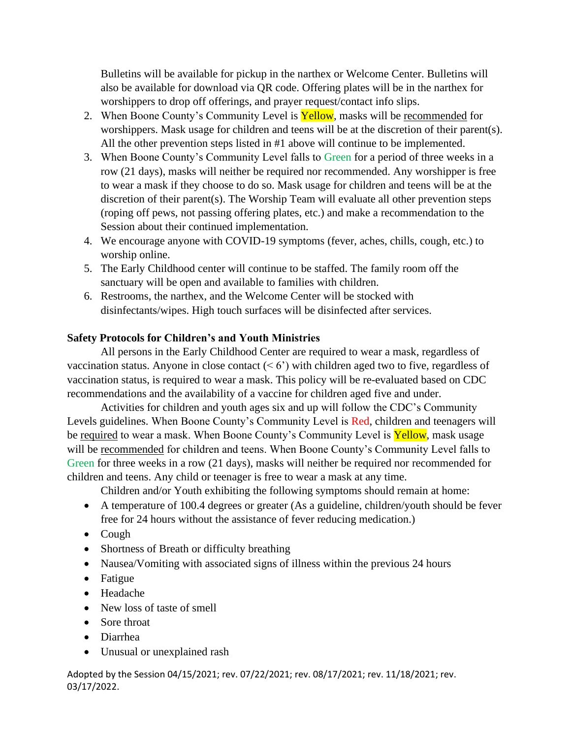Bulletins will be available for pickup in the narthex or Welcome Center. Bulletins will also be available for download via QR code. Offering plates will be in the narthex for worshippers to drop off offerings, and prayer request/contact info slips.

2. When Boone County's Community Level is Yellow, masks will be recommended for worshippers. Mask usage for children and teens will be at the discretion of their parent(s). All the other prevention steps listed in #1 above will continue to be implemented.
3. When Boone County's Community Level falls to Green for a period of three weeks in a row (21 days), masks will neither be required nor recommended. Any worshipper is free to wear a mask if they choose to do so. Mask usage for children and teens will be at the discretion of their parent(s). The Worship Team will evaluate all other prevention steps (roping off pews, not passing offering plates, etc.) and make a recommendation to the Session about their continued implementation.
4. We encourage anyone with COVID-19 symptoms (fever, aches, chills, cough, etc.) to worship online.
5. The Early Childhood center will continue to be staffed. The family room off the sanctuary will be open and available to families with children.
6. Restrooms, the narthex, and the Welcome Center will be stocked with disinfectants/wipes. High touch surfaces will be disinfected after services.

**Safety Protocols for Children's and Youth Ministries**

All persons in the Early Childhood Center are required to wear a mask, regardless of vaccination status. Anyone in close contact (< 6') with children aged two to five, regardless of vaccination status, is required to wear a mask. This policy will be re-evaluated based on CDC recommendations and the availability of a vaccine for children aged five and under.

Activities for children and youth ages six and up will follow the CDC's Community Levels guidelines. When Boone County's Community Level is Red, children and teenagers will be required to wear a mask. When Boone County's Community Level is Yellow, mask usage will be recommended for children and teens. When Boone County's Community Level falls to Green for three weeks in a row (21 days), masks will neither be required nor recommended for children and teens. Any child or teenager is free to wear a mask at any time.

Children and/or Youth exhibiting the following symptoms should remain at home:

- A temperature of 100.4 degrees or greater (As a guideline, children/youth should be fever free for 24 hours without the assistance of fever reducing medication.)
- Cough
- Shortness of Breath or difficulty breathing
- Nausea/Vomiting with associated signs of illness within the previous 24 hours
- Fatigue
- Headache
- New loss of taste of smell
- Sore throat
- Diarrhea
- Unusual or unexplained rash

Adopted by the Session 04/15/2021; rev. 07/22/2021; rev. 08/17/2021; rev. 11/18/2021; rev. 03/17/2022.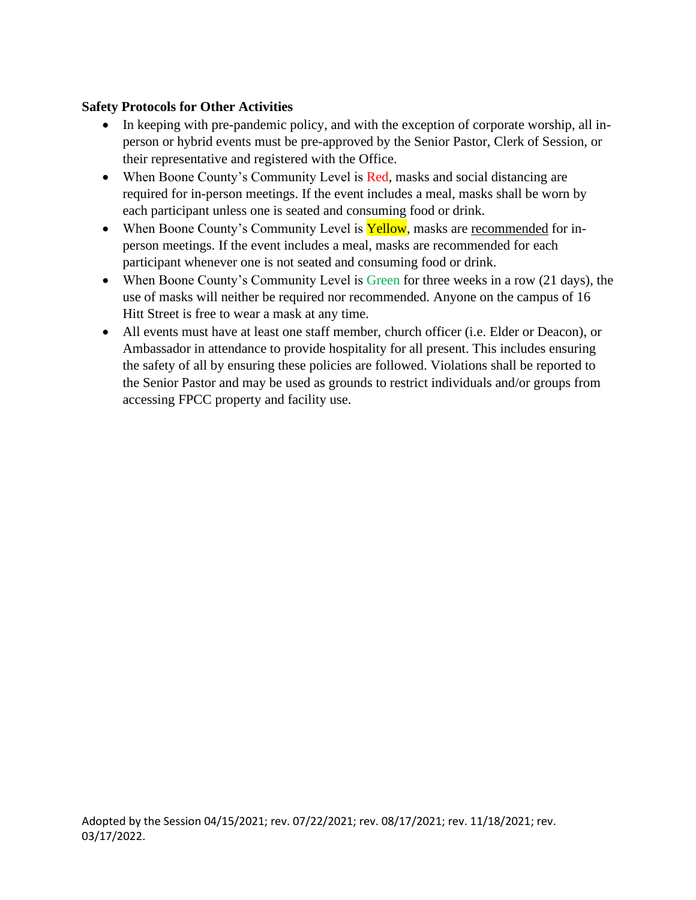**Safety Protocols for Other Activities**

- In keeping with pre-pandemic policy, and with the exception of corporate worship, all in-person or hybrid events must be pre-approved by the Senior Pastor, Clerk of Session, or their representative and registered with the Office.
- When Boone County's Community Level is Red, masks and social distancing are required for in-person meetings. If the event includes a meal, masks shall be worn by each participant unless one is seated and consuming food or drink.
- When Boone County's Community Level is Yellow, masks are recommended for in-person meetings. If the event includes a meal, masks are recommended for each participant whenever one is not seated and consuming food or drink.
- When Boone County's Community Level is Green for three weeks in a row (21 days), the use of masks will neither be required nor recommended. Anyone on the campus of 16 Hitt Street is free to wear a mask at any time.
- All events must have at least one staff member, church officer (i.e. Elder or Deacon), or Ambassador in attendance to provide hospitality for all present. This includes ensuring the safety of all by ensuring these policies are followed. Violations shall be reported to the Senior Pastor and may be used as grounds to restrict individuals and/or groups from accessing FPCC property and facility use.

Adopted by the Session 04/15/2021; rev. 07/22/2021; rev. 08/17/2021; rev. 11/18/2021; rev. 03/17/2022.